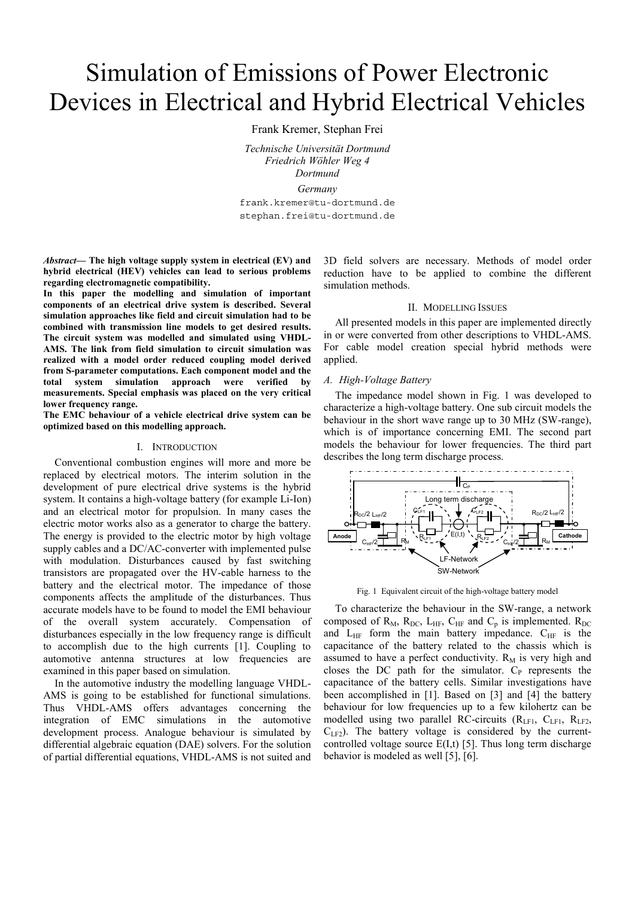# Simulation of Emissions of Power Electronic Devices in Electrical and Hybrid Electrical Vehicles

Frank Kremer, Stephan Frei

*Technische Universität Dortmund*
*Friedrich Wöhler Weg 4*
*Dortmund*

*Germany*

frank.kremer@tu-dortmund.de
stephan.frei@tu-dortmund.de

***Abstract*— The high voltage supply system in electrical (EV) and hybrid electrical (HEV) vehicles can lead to serious problems regarding electromagnetic compatibility.**

**In this paper the modelling and simulation of important components of an electrical drive system is described. Several simulation approaches like field and circuit simulation had to be combined with transmission line models to get desired results. The circuit system was modelled and simulated using VHDL-AMS. The link from field simulation to circuit simulation was realized with a model order reduced coupling model derived from S-parameter computations. Each component model and the total system simulation approach were verified by measurements. Special emphasis was placed on the very critical lower frequency range.**

**The EMC behaviour of a vehicle electrical drive system can be optimized based on this modelling approach.**

## I. Introduction

Conventional combustion engines will more and more be replaced by electrical motors. The interim solution in the development of pure electrical drive systems is the hybrid system. It contains a high-voltage battery (for example Li-Ion) and an electrical motor for propulsion. In many cases the electric motor works also as a generator to charge the battery. The energy is provided to the electric motor by high voltage supply cables and a DC/AC-converter with implemented pulse with modulation. Disturbances caused by fast switching transistors are propagated over the HV-cable harness to the battery and the electrical motor. The impedance of those components affects the amplitude of the disturbances. Thus accurate models have to be found to model the EMI behaviour of the overall system accurately. Compensation of disturbances especially in the low frequency range is difficult to accomplish due to the high currents [1]. Coupling to automotive antenna structures at low frequencies are examined in this paper based on simulation.

In the automotive industry the modelling language VHDL-AMS is going to be established for functional simulations. Thus VHDL-AMS offers advantages concerning the integration of EMC simulations in the automotive development process. Analogue behaviour is simulated by differential algebraic equation (DAE) solvers. For the solution of partial differential equations, VHDL-AMS is not suited and 3D field solvers are necessary. Methods of model order reduction have to be applied to combine the different simulation methods.

## II. Modelling Issues

All presented models in this paper are implemented directly in or were converted from other descriptions to VHDL-AMS. For cable model creation special hybrid methods were applied.

### *A. High-Voltage Battery*

The impedance model shown in Fig. 1 was developed to characterize a high-voltage battery. One sub circuit models the behaviour in the short wave range up to 30 MHz (SW-range), which is of importance concerning EMI. The second part models the behaviour for lower frequencies. The third part describes the long term discharge process.

$C_P$
Long term discharge
$R_{DC}/2$ $L_{HF}/2$
$C_{LF1}$
$C_{LF2}$
$R_{DC}/2$ $L_{HF}/2$
Anode
$C_{HF}/2$
$R_M$
$R_{LF1}$
E(I,t)
$R_{LF2}$
$C_{HF}/2$
$R_M$
Cathode
LF-Network
SW-Network

Fig. 1 Equivalent circuit of the high-voltage battery model

To characterize the behaviour in the SW-range, a network composed of $R_M$, $R_{DC}$, $L_{HF}$, $C_{HF}$ and $C_p$ is implemented. $R_{DC}$ and $L_{HF}$ form the main battery impedance. $C_{HF}$ is the capacitance of the battery related to the chassis which is assumed to have a perfect conductivity. $R_M$ is very high and closes the DC path for the simulator. $C_P$ represents the capacitance of the battery cells. Similar investigations have been accomplished in [1]. Based on [3] and [4] the battery behaviour for low frequencies up to a few kilohertz can be modelled using two parallel RC-circuits ($R_{LF1}$, $C_{LF1}$, $R_{LF2}$, $C_{LF2}$). The battery voltage is considered by the current-controlled voltage source E(I,t) [5]. Thus long term discharge behavior is modeled as well [5], [6].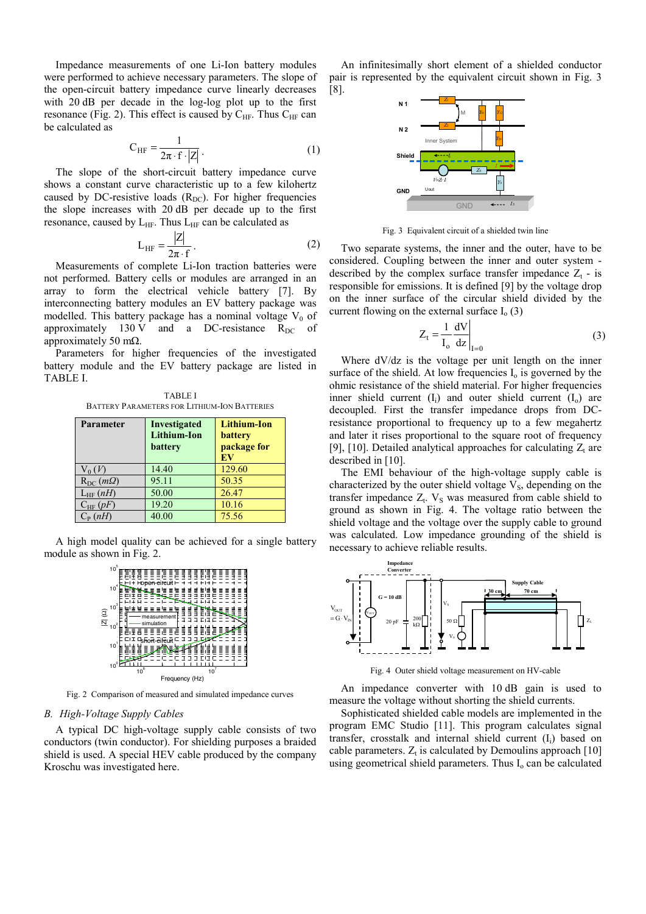Impedance measurements of one Li-Ion battery modules were performed to achieve necessary parameters. The slope of the open-circuit battery impedance curve linearly decreases with 20 dB per decade in the log-log plot up to the first resonance (Fig. 2). This effect is caused by $C_{HF}$. Thus $C_{HF}$ can be calculated as

$$C_{HF} = \frac{1}{2\pi \cdot f \cdot |Z|}. \tag{1}$$

The slope of the short-circuit battery impedance curve shows a constant curve characteristic up to a few kilohertz caused by DC-resistive loads ($R_{DC}$). For higher frequencies the slope increases with 20 dB per decade up to the first resonance, caused by $L_{HF}$. Thus $L_{HF}$ can be calculated as

$$L_{HF} = \frac{|Z|}{2\pi \cdot f}. \tag{2}$$

Measurements of complete Li-Ion traction batteries were not performed. Battery cells or modules are arranged in an array to form the electrical vehicle battery [7]. By interconnecting battery modules an EV battery package was modelled. This battery package has a nominal voltage $V_0$ of approximately 130 V and a DC-resistance $R_{DC}$ of approximately 50 mΩ.

Parameters for higher frequencies of the investigated battery module and the EV battery package are listed in TABLE I.

TABLE I
BATTERY PARAMETERS FOR LITHIUM-ION BATTERIES

| Parameter | Investigated Lithium-Ion battery | Lithium-Ion battery package for EV |
|---|---|---|
| $V_0$ (*V*) | 14.40 | 129.60 |
| $R_{DC}$ (*mΩ*) | 95.11 | 50.35 |
| $L_{HF}$ (*nH*) | 50.00 | 26.47 |
| $C_{HF}$ (*pF*) | 19.20 | 10.16 |
| $C_P$ (*nH*) | 40.00 | 75.56 |

A high model quality can be achieved for a single battery module as shown in Fig. 2.

Fig. 2 Comparison of measured and simulated impedance curves

### B. High-Voltage Supply Cables

A typical DC high-voltage supply cable consists of two conductors (twin conductor). For shielding purposes a braided shield is used. A special HEV cable produced by the company Kroschu was investigated here.

An infinitesimally short element of a shielded conductor pair is represented by the equivalent circuit shown in Fig. 3 [8].

Fig. 3 Equivalent circuit of a shielded twin line

Two separate systems, the inner and the outer, have to be considered. Coupling between the inner and outer system - described by the complex surface transfer impedance $Z_t$ - is responsible for emissions. It is defined [9] by the voltage drop on the inner surface of the circular shield divided by the current flowing on the external surface $I_o$ (3)

$$Z_t = \frac{1}{I_o} \frac{dV}{dz}\bigg|_{I=0} \tag{3}$$

Where dV/dz is the voltage per unit length on the inner surface of the shield. At low frequencies $I_o$ is governed by the ohmic resistance of the shield material. For higher frequencies inner shield current ($I_i$) and outer shield current ($I_o$) are decoupled. First the transfer impedance drops from DC-resistance proportional to frequency up to a few megahertz and later it rises proportional to the square root of frequency [9], [10]. Detailed analytical approaches for calculating $Z_t$ are described in [10].

The EMI behaviour of the high-voltage supply cable is characterized by the outer shield voltage $V_S$, depending on the transfer impedance $Z_t$. $V_S$ was measured from cable shield to ground as shown in Fig. 4. The voltage ratio between the shield voltage and the voltage over the supply cable to ground was calculated. Low impedance grounding of the shield is necessary to achieve reliable results.

Fig. 4 Outer shield voltage measurement on HV-cable

An impedance converter with 10 dB gain is used to measure the voltage without shorting the shield currents.

Sophisticated shielded cable models are implemented in the program EMC Studio [11]. This program calculates signal transfer, crosstalk and internal shield current ($I_i$) based on cable parameters. $Z_t$ is calculated by Demoulins approach [10] using geometrical shield parameters. Thus $I_o$ can be calculated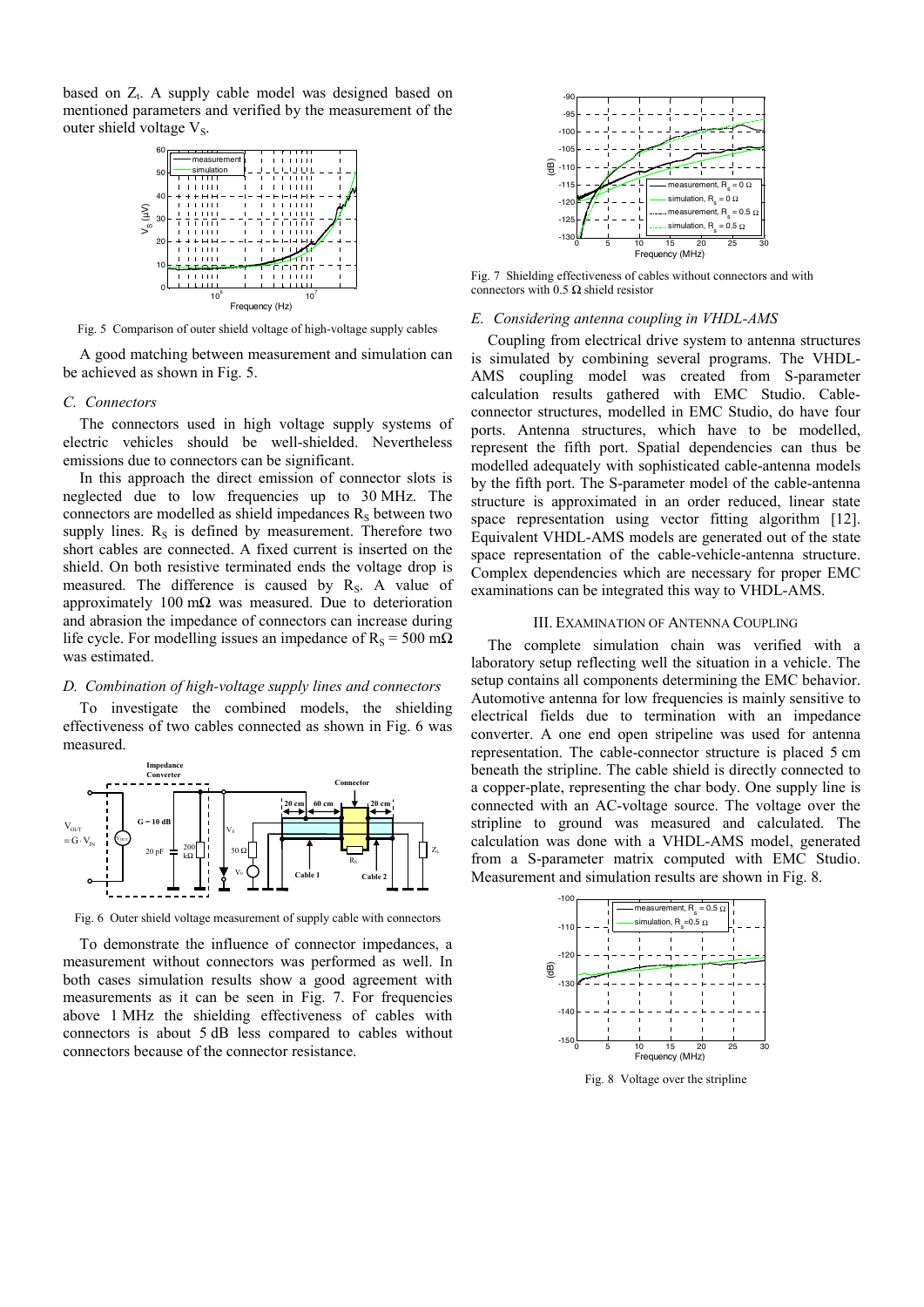based on $Z_t$. A supply cable model was designed based on mentioned parameters and verified by the measurement of the outer shield voltage $V_S$.

Fig. 5 Comparison of outer shield voltage of high-voltage supply cables

A good matching between measurement and simulation can be achieved as shown in Fig. 5.

### C. Connectors

The connectors used in high voltage supply systems of electric vehicles should be well-shielded. Nevertheless emissions due to connectors can be significant.

In this approach the direct emission of connector slots is neglected due to low frequencies up to 30 MHz. The connectors are modelled as shield impedances $R_S$ between two supply lines. $R_S$ is defined by measurement. Therefore two short cables are connected. A fixed current is inserted on the shield. On both resistive terminated ends the voltage drop is measured. The difference is caused by $R_S$. A value of approximately 100 mΩ was measured. Due to deterioration and abrasion the impedance of connectors can increase during life cycle. For modelling issues an impedance of $R_S$ = 500 mΩ was estimated.

### D. Combination of high-voltage supply lines and connectors

To investigate the combined models, the shielding effectiveness of two cables connected as shown in Fig. 6 was measured.

Fig. 6 Outer shield voltage measurement of supply cable with connectors

To demonstrate the influence of connector impedances, a measurement without connectors was performed as well. In both cases simulation results show a good agreement with measurements as it can be seen in Fig. 7. For frequencies above 1 MHz the shielding effectiveness of cables with connectors is about 5 dB less compared to cables without connectors because of the connector resistance.

Fig. 7 Shielding effectiveness of cables without connectors and with connectors with 0.5 Ω shield resistor

### E. Considering antenna coupling in VHDL-AMS

Coupling from electrical drive system to antenna structures is simulated by combining several programs. The VHDL-AMS coupling model was created from S-parameter calculation results gathered with EMC Studio. Cable-connector structures, modelled in EMC Studio, do have four ports. Antenna structures, which have to be modelled, represent the fifth port. Spatial dependencies can thus be modelled adequately with sophisticated cable-antenna models by the fifth port. The S-parameter model of the cable-antenna structure is approximated in an order reduced, linear state space representation using vector fitting algorithm [12]. Equivalent VHDL-AMS models are generated out of the state space representation of the cable-vehicle-antenna structure. Complex dependencies which are necessary for proper EMC examinations can be integrated this way to VHDL-AMS.

## III. Examination of Antenna Coupling

The complete simulation chain was verified with a laboratory setup reflecting well the situation in a vehicle. The setup contains all components determining the EMC behavior. Automotive antenna for low frequencies is mainly sensitive to electrical fields due to termination with an impedance converter. A one end open stripeline was used for antenna representation. The cable-connector structure is placed 5 cm beneath the stripline. The cable shield is directly connected to a copper-plate, representing the char body. One supply line is connected with an AC-voltage source. The voltage over the stripline to ground was measured and calculated. The calculation was done with a VHDL-AMS model, generated from a S-parameter matrix computed with EMC Studio. Measurement and simulation results are shown in Fig. 8.

Fig. 8 Voltage over the stripline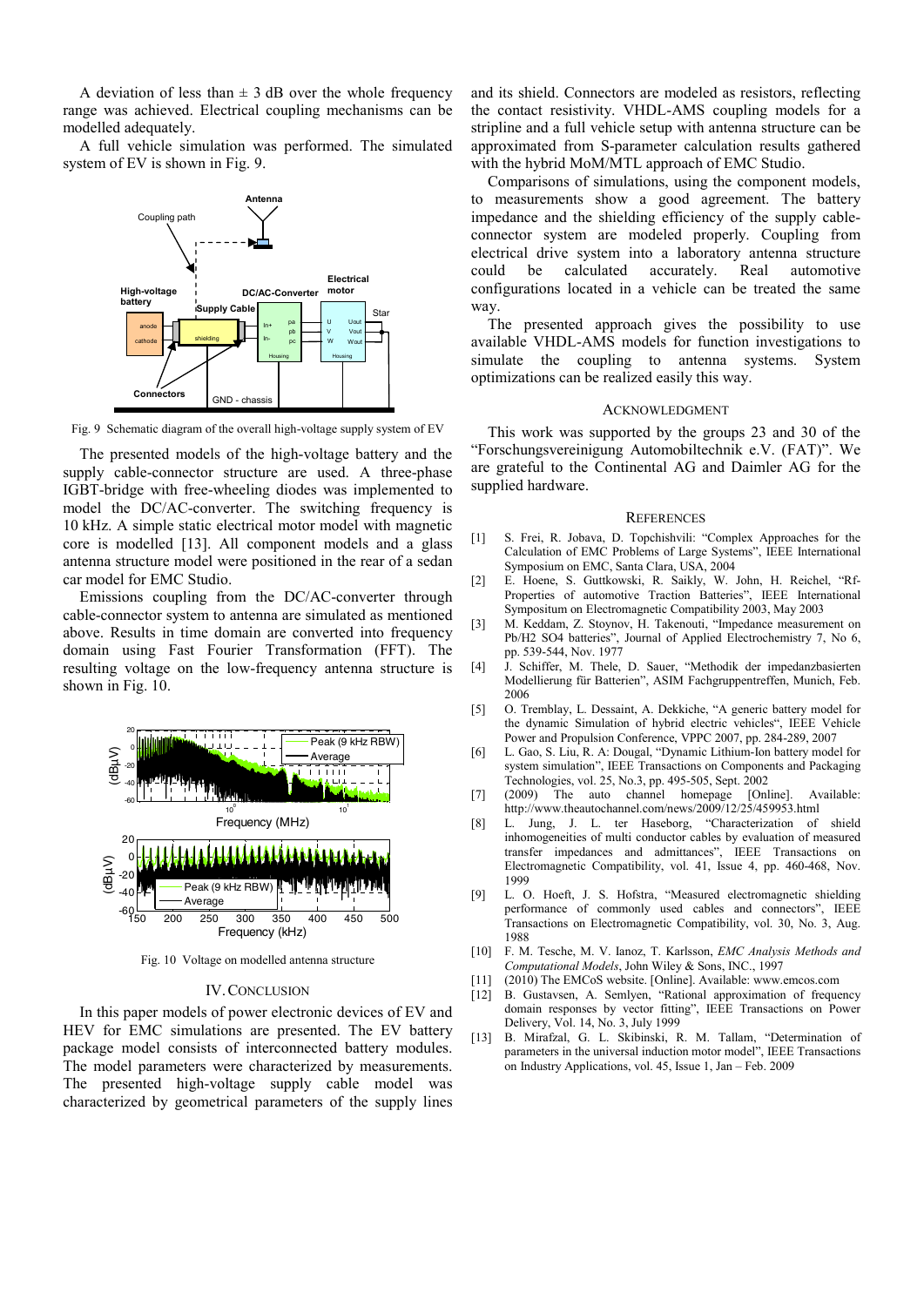A deviation of less than ± 3 dB over the whole frequency range was achieved. Electrical coupling mechanisms can be modelled adequately.

A full vehicle simulation was performed. The simulated system of EV is shown in Fig. 9.

Antenna
Coupling path
High-voltage battery
Supply Cable
DC/AC-Converter
Electrical motor
Star
anode
cathode
shielding
In+
In-
pa
pb
pc
Housing
U
V
W
Uout
Vout
Wout
Housing
Connectors
GND - chassis

Fig. 9 Schematic diagram of the overall high-voltage supply system of EV

The presented models of the high-voltage battery and the supply cable-connector structure are used. A three-phase IGBT-bridge with free-wheeling diodes was implemented to model the DC/AC-converter. The switching frequency is 10 kHz. A simple static electrical motor model with magnetic core is modelled [13]. All component models and a glass antenna structure model were positioned in the rear of a sedan car model for EMC Studio.

Emissions coupling from the DC/AC-converter through cable-connector system to antenna are simulated as mentioned above. Results in time domain are converted into frequency domain using Fast Fourier Transformation (FFT). The resulting voltage on the low-frequency antenna structure is shown in Fig. 10.

(dBµV)
20
0
-20
-40
-60
$10^0$
$10^1$
Frequency (MHz)
Peak (9 kHz RBW)
Average

(dBµV)
20
0
-20
-40
-60
150 200 250 300 350 400 450 500
Frequency (kHz)
Peak (9 kHz RBW)
Average

Fig. 10 Voltage on modelled antenna structure

## IV. Conclusion

In this paper models of power electronic devices of EV and HEV for EMC simulations are presented. The EV battery package model consists of interconnected battery modules. The model parameters were characterized by measurements. The presented high-voltage supply cable model was characterized by geometrical parameters of the supply lines and its shield. Connectors are modeled as resistors, reflecting the contact resistivity. VHDL-AMS coupling models for a stripline and a full vehicle setup with antenna structure can be approximated from S-parameter calculation results gathered with the hybrid MoM/MTL approach of EMC Studio.

Comparisons of simulations, using the component models, to measurements show a good agreement. The battery impedance and the shielding efficiency of the supply cable-connector system are modeled properly. Coupling from electrical drive system into a laboratory antenna structure could be calculated accurately. Real automotive configurations located in a vehicle can be treated the same way.

The presented approach gives the possibility to use available VHDL-AMS models for function investigations to simulate the coupling to antenna systems. System optimizations can be realized easily this way.

## Acknowledgment

This work was supported by the groups 23 and 30 of the "Forschungsvereinigung Automobiltechnik e.V. (FAT)". We are grateful to the Continental AG and Daimler AG for the supplied hardware.

## References

[1] S. Frei, R. Jobava, D. Topchishvili: "Complex Approaches for the Calculation of EMC Problems of Large Systems", IEEE International Symposium on EMC, Santa Clara, USA, 2004

[2] E. Hoene, S. Guttkowski, R. Saikly, W. John, H. Reichel, "Rf-Properties of automotive Traction Batteries", IEEE International Symposium on Electromagnetic Compatibility 2003, May 2003

[3] M. Keddam, Z. Stoynov, H. Takenouti, "Impedance measurement on Pb/H2 SO4 batteries", Journal of Applied Electrochemistry 7, No 6, pp. 539-544, Nov. 1977

[4] J. Schiffer, M. Thele, D. Sauer, "Methodik der impedanzbasierten Modellierung für Batterien", ASIM Fachgruppentreffen, Munich, Feb. 2006

[5] O. Tremblay, L. Dessaint, A. Dekkiche, "A generic battery model for the dynamic Simulation of hybrid electric vehicles", IEEE Vehicle Power and Propulsion Conference, VPPC 2007, pp. 284-289, 2007

[6] L. Gao, S. Liu, R. A: Dougal, "Dynamic Lithium-Ion battery model for system simulation", IEEE Transactions on Components and Packaging Technologies, vol. 25, No.3, pp. 495-505, Sept. 2002

[7] (2009) The auto channel homepage [Online]. Available: http://www.theautochannel.com/news/2009/12/25/459953.html

[8] L. Jung, J. L. ter Haseborg, "Characterization of shield inhomogeneities of multi conductor cables by evaluation of measured transfer impedances and admittances", IEEE Transactions on Electromagnetic Compatibility, vol. 41, Issue 4, pp. 460-468, Nov. 1999

[9] L. O. Hoeft, J. S. Hofstra, "Measured electromagnetic shielding performance of commonly used cables and connectors", IEEE Transactions on Electromagnetic Compatibility, vol. 30, No. 3, Aug. 1988

[10] F. M. Tesche, M. V. Ianoz, T. Karlsson, *EMC Analysis Methods and Computational Models*, John Wiley & Sons, INC., 1997

[11] (2010) The EMCoS website. [Online]. Available: www.emcos.com

[12] B. Gustavsen, A. Semlyen, "Rational approximation of frequency domain responses by vector fitting", IEEE Transactions on Power Delivery, Vol. 14, No. 3, July 1999

[13] B. Mirafzal, G. L. Skibinski, R. M. Tallam, "Determination of parameters in the universal induction motor model", IEEE Transactions on Industry Applications, vol. 45, Issue 1, Jan – Feb. 2009